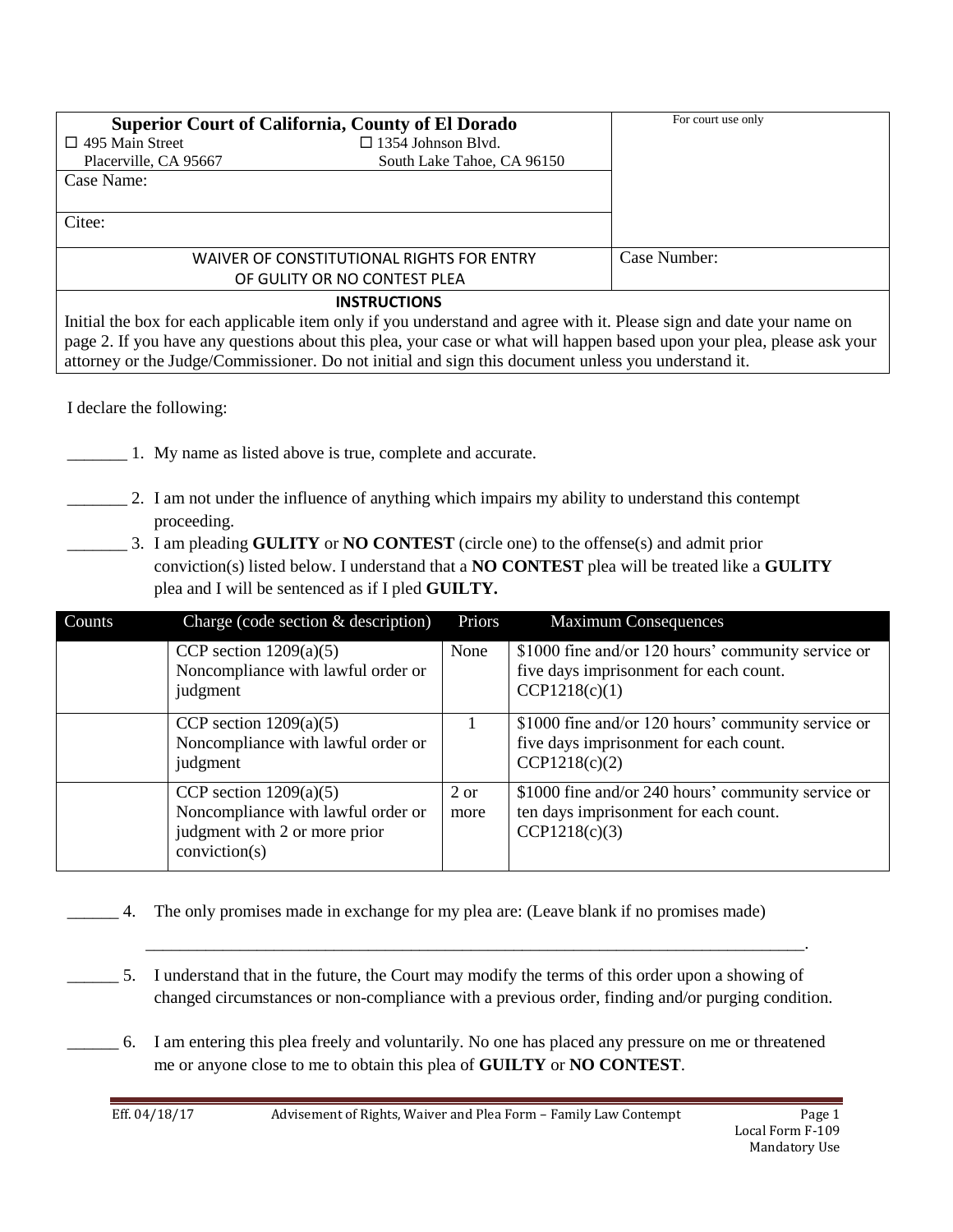| **Superior Court of California, County of El Dorado** | | For court use only |
|---|---|---|
| ☐ 495 Main Street<br>Placerville, CA 95667 | ☐ 1354 Johnson Blvd.<br>South Lake Tahoe, CA 96150 | |
| Case Name: | | |
| Citee: | | |
| WAIVER OF CONSTITUTIONAL RIGHTS FOR ENTRY OF GULITY OR NO CONTEST PLEA | | Case Number: |

**INSTRUCTIONS**

Initial the box for each applicable item only if you understand and agree with it. Please sign and date your name on page 2. If you have any questions about this plea, your case or what will happen based upon your plea, please ask your attorney or the Judge/Commissioner. Do not initial and sign this document unless you understand it.

I declare the following:

_______ 1. My name as listed above is true, complete and accurate.

_______ 2. I am not under the influence of anything which impairs my ability to understand this contempt proceeding.

_______ 3. I am pleading **GULITY** or **NO CONTEST** (circle one) to the offense(s) and admit prior conviction(s) listed below. I understand that a **NO CONTEST** plea will be treated like a **GULITY** plea and I will be sentenced as if I pled **GUILTY.**

| Counts | Charge (code section & description) | Priors | Maximum Consequences |
|---|---|---|---|
| | CCP section 1209(a)(5) Noncompliance with lawful order or judgment | None | $1000 fine and/or 120 hours' community service or five days imprisonment for each count. CCP1218(c)(1) |
| | CCP section 1209(a)(5) Noncompliance with lawful order or judgment | 1 | $1000 fine and/or 120 hours' community service or five days imprisonment for each count. CCP1218(c)(2) |
| | CCP section 1209(a)(5) Noncompliance with lawful order or judgment with 2 or more prior conviction(s) | 2 or more | $1000 fine and/or 240 hours' community service or ten days imprisonment for each count. CCP1218(c)(3) |

______ 4. The only promises made in exchange for my plea are: (Leave blank if no promises made)

_____________________________________________________________________________.

______ 5. I understand that in the future, the Court may modify the terms of this order upon a showing of changed circumstances or non-compliance with a previous order, finding and/or purging condition.

______ 6. I am entering this plea freely and voluntarily. No one has placed any pressure on me or threatened me or anyone close to me to obtain this plea of **GUILTY** or **NO CONTEST**.

Eff. 04/18/17 — Advisement of Rights, Waiver and Plea Form – Family Law Contempt — Local Form F-109 Mandatory Use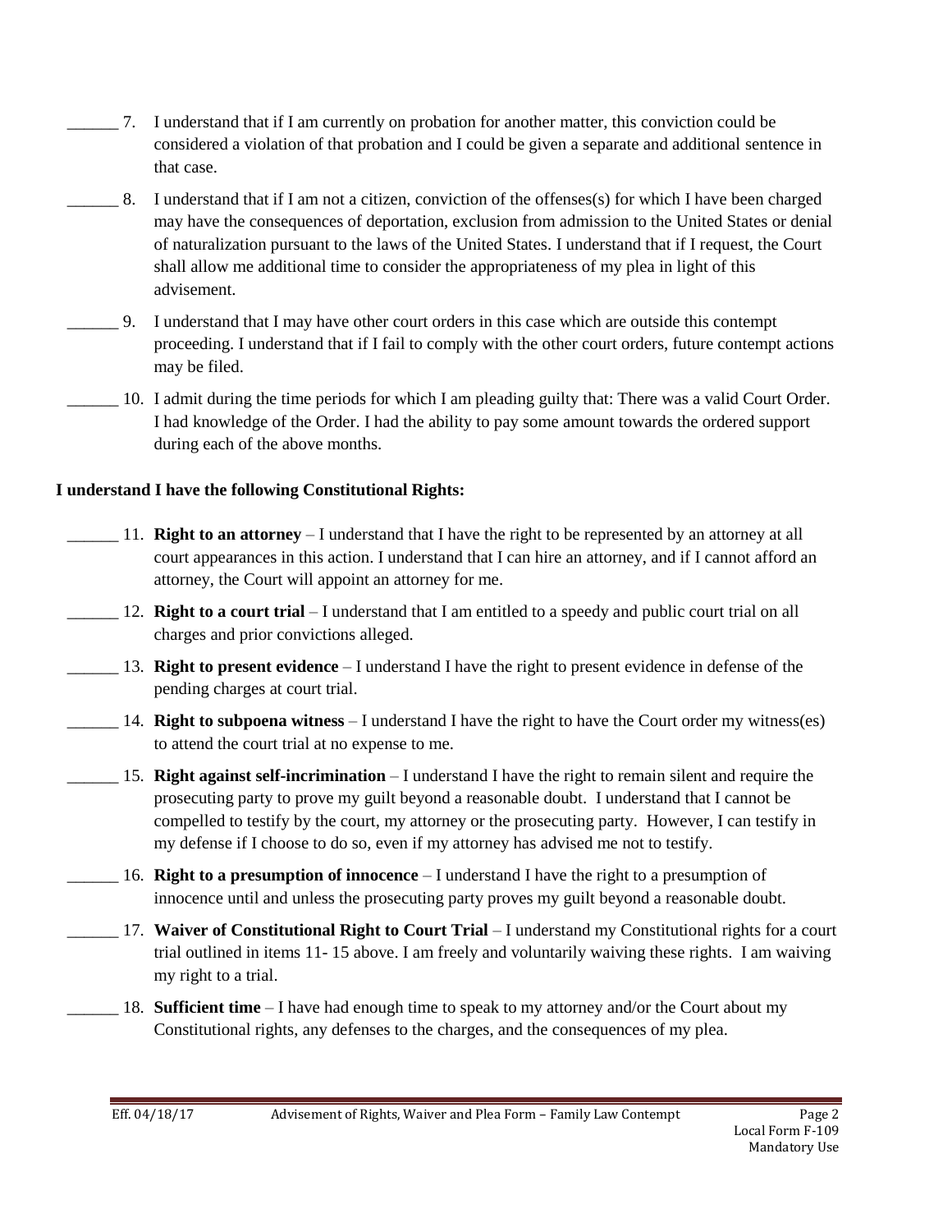______ 7. I understand that if I am currently on probation for another matter, this conviction could be considered a violation of that probation and I could be given a separate and additional sentence in that case.

______ 8. I understand that if I am not a citizen, conviction of the offenses(s) for which I have been charged may have the consequences of deportation, exclusion from admission to the United States or denial of naturalization pursuant to the laws of the United States. I understand that if I request, the Court shall allow me additional time to consider the appropriateness of my plea in light of this advisement.

______ 9. I understand that I may have other court orders in this case which are outside this contempt proceeding. I understand that if I fail to comply with the other court orders, future contempt actions may be filed.

______ 10. I admit during the time periods for which I am pleading guilty that: There was a valid Court Order. I had knowledge of the Order. I had the ability to pay some amount towards the ordered support during each of the above months.

**I understand I have the following Constitutional Rights:**

______ 11. **Right to an attorney** – I understand that I have the right to be represented by an attorney at all court appearances in this action. I understand that I can hire an attorney, and if I cannot afford an attorney, the Court will appoint an attorney for me.

______ 12. **Right to a court trial** – I understand that I am entitled to a speedy and public court trial on all charges and prior convictions alleged.

______ 13. **Right to present evidence** – I understand I have the right to present evidence in defense of the pending charges at court trial.

______ 14. **Right to subpoena witness** – I understand I have the right to have the Court order my witness(es) to attend the court trial at no expense to me.

______ 15. **Right against self-incrimination** – I understand I have the right to remain silent and require the prosecuting party to prove my guilt beyond a reasonable doubt. I understand that I cannot be compelled to testify by the court, my attorney or the prosecuting party. However, I can testify in my defense if I choose to do so, even if my attorney has advised me not to testify.

______ 16. **Right to a presumption of innocence** – I understand I have the right to a presumption of innocence until and unless the prosecuting party proves my guilt beyond a reasonable doubt.

______ 17. **Waiver of Constitutional Right to Court Trial** – I understand my Constitutional rights for a court trial outlined in items 11- 15 above. I am freely and voluntarily waiving these rights. I am waiving my right to a trial.

______ 18. **Sufficient time** – I have had enough time to speak to my attorney and/or the Court about my Constitutional rights, any defenses to the charges, and the consequences of my plea.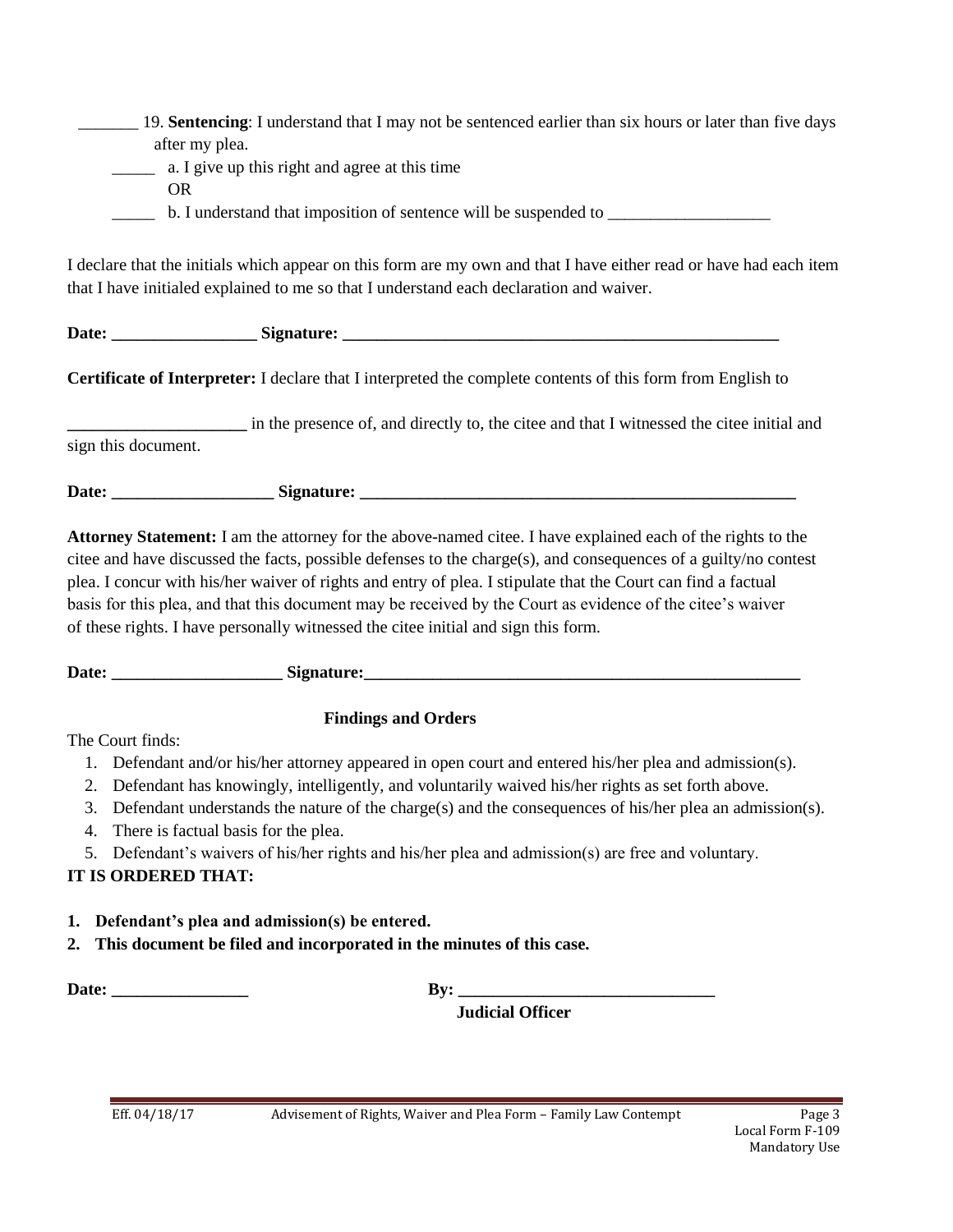_______ 19. **Sentencing**: I understand that I may not be sentenced earlier than six hours or later than five days after my plea.

_____ a. I give up this right and agree at this time

OR

_____ b. I understand that imposition of sentence will be suspended to ___________________

I declare that the initials which appear on this form are my own and that I have either read or have had each item that I have initialed explained to me so that I understand each declaration and waiver.

**Date: _________________ Signature: _____________________________________________________**

**Certificate of Interpreter:** I declare that I interpreted the complete contents of this form from English to

**_____________________** in the presence of, and directly to, the citee and that I witnessed the citee initial and sign this document.

**Date: ___________________ Signature: ______________________________________________________**

**Attorney Statement:** I am the attorney for the above-named citee. I have explained each of the rights to the citee and have discussed the facts, possible defenses to the charge(s), and consequences of a guilty/no contest plea. I concur with his/her waiver of rights and entry of plea. I stipulate that the Court can find a factual basis for this plea, and that this document may be received by the Court as evidence of the citee's waiver of these rights. I have personally witnessed the citee initial and sign this form.

**Date: ____________________ Signature:______________________________________________________**

**Findings and Orders**

The Court finds:

1. Defendant and/or his/her attorney appeared in open court and entered his/her plea and admission(s).
2. Defendant has knowingly, intelligently, and voluntarily waived his/her rights as set forth above.
3. Defendant understands the nature of the charge(s) and the consequences of his/her plea an admission(s).
4. There is factual basis for the plea.
5. Defendant's waivers of his/her rights and his/her plea and admission(s) are free and voluntary.

**IT IS ORDERED THAT:**

1. **Defendant's plea and admission(s) be entered.**
2. **This document be filed and incorporated in the minutes of this case.**

**Date: ________________** **By: ______________________________**

**Judicial Officer**

Eff. 04/18/17 Advisement of Rights, Waiver and Plea Form – Family Law Contempt

Local Form F-109
Mandatory Use